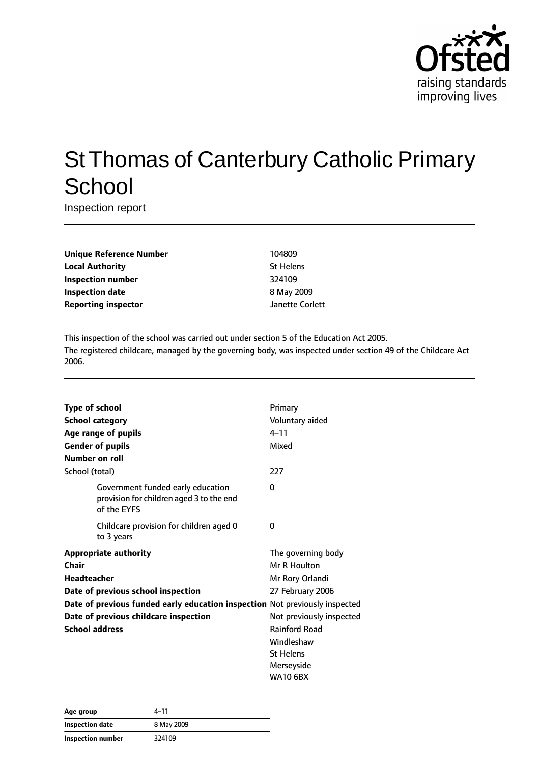# St Thomas of Canterbury Catholic Primary School

Inspection report

| | |
|---|---|
| **Unique Reference Number** | 104809 |
| **Local Authority** | St Helens |
| **Inspection number** | 324109 |
| **Inspection date** | 8 May 2009 |
| **Reporting inspector** | Janette Corlett |

This inspection of the school was carried out under section 5 of the Education Act 2005.

The registered childcare, managed by the governing body, was inspected under section 49 of the Childcare Act 2006.

| | |
|---|---|
| **Type of school** | Primary |
| **School category** | Voluntary aided |
| **Age range of pupils** | 4–11 |
| **Gender of pupils** | Mixed |
| **Number on roll** | |
| School (total) | 227 |
| Government funded early education provision for children aged 3 to the end of the EYFS | 0 |
| Childcare provision for children aged 0 to 3 years | 0 |
| **Appropriate authority** | The governing body |
| **Chair** | Mr R Houlton |
| **Headteacher** | Mr Rory Orlandi |
| **Date of previous school inspection** | 27 February 2006 |
| **Date of previous funded early education inspection** | Not previously inspected |
| **Date of previous childcare inspection** | Not previously inspected |
| **School address** | Rainford Road<br>Windleshaw<br>St Helens<br>Merseyside<br>WA10 6BX |

| | |
|---|---|
| **Age group** | 4–11 |
| **Inspection date** | 8 May 2009 |
| **Inspection number** | 324109 |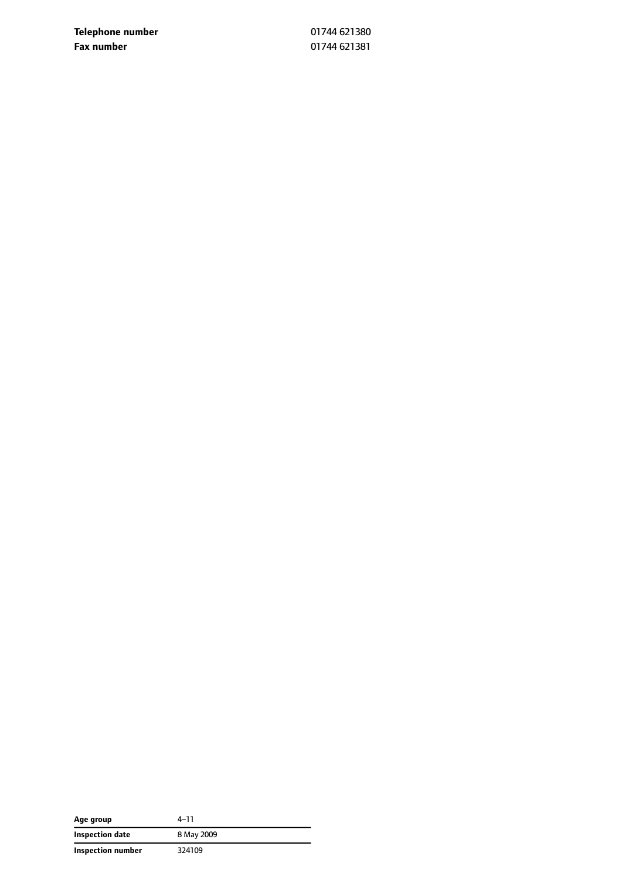| | |
|---|---|
| **Telephone number** | 01744 621380 |
| **Fax number** | 01744 621381 |

| | |
|---|---|
| **Age group** | 4–11 |
| **Inspection date** | 8 May 2009 |
| **Inspection number** | 324109 |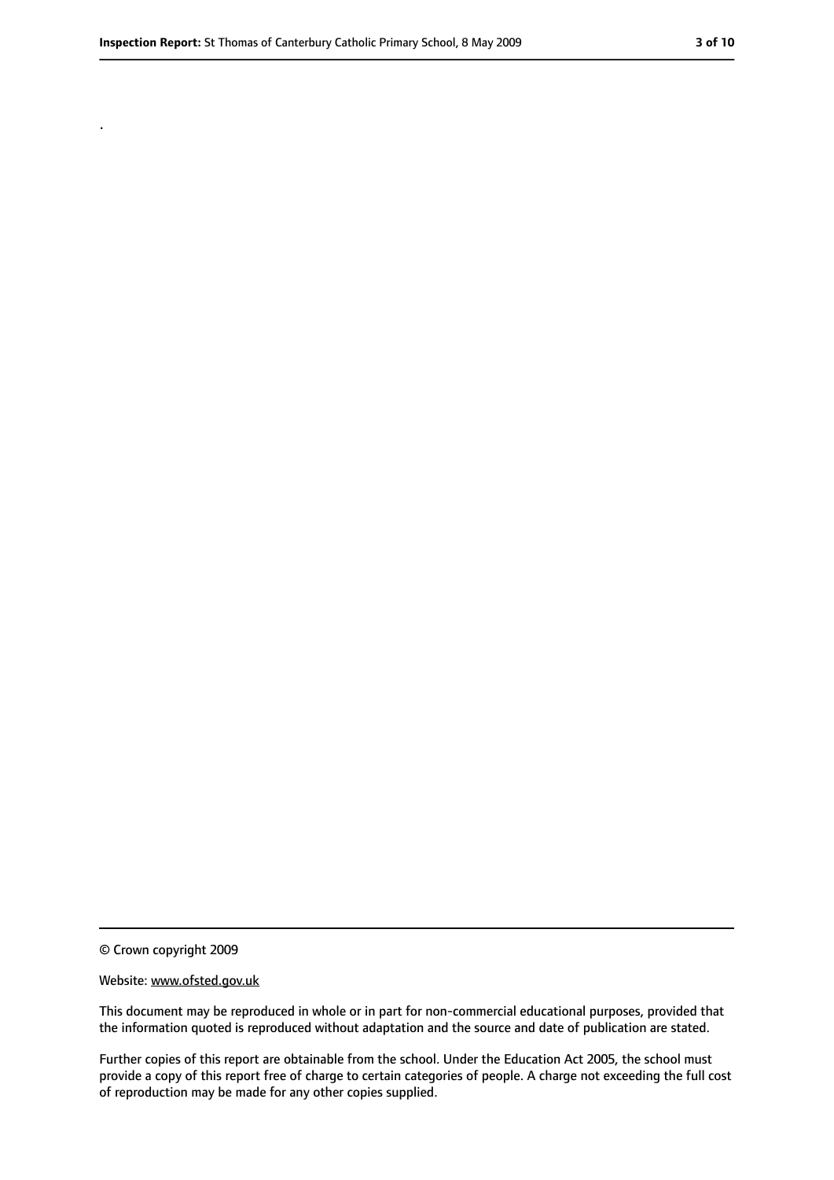.

© Crown copyright 2009

Website: www.ofsted.gov.uk

This document may be reproduced in whole or in part for non-commercial educational purposes, provided that the information quoted is reproduced without adaptation and the source and date of publication are stated.

Further copies of this report are obtainable from the school. Under the Education Act 2005, the school must provide a copy of this report free of charge to certain categories of people. A charge not exceeding the full cost of reproduction may be made for any other copies supplied.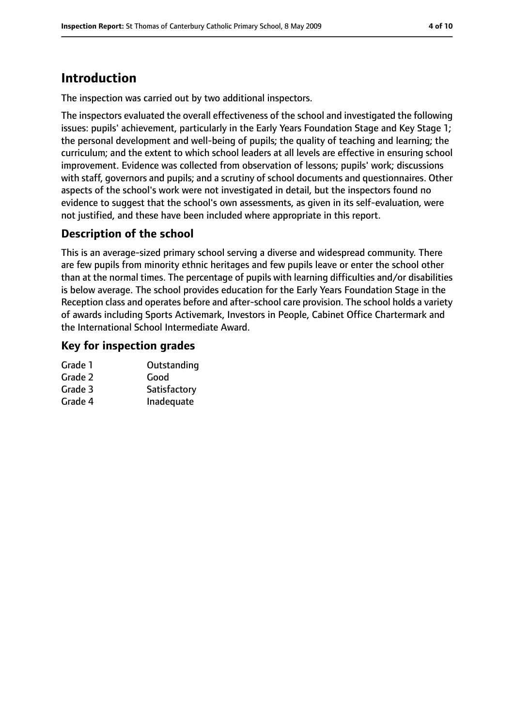## Introduction

The inspection was carried out by two additional inspectors.

The inspectors evaluated the overall effectiveness of the school and investigated the following issues: pupils' achievement, particularly in the Early Years Foundation Stage and Key Stage 1; the personal development and well-being of pupils; the quality of teaching and learning; the curriculum; and the extent to which school leaders at all levels are effective in ensuring school improvement. Evidence was collected from observation of lessons; pupils' work; discussions with staff, governors and pupils; and a scrutiny of school documents and questionnaires. Other aspects of the school's work were not investigated in detail, but the inspectors found no evidence to suggest that the school's own assessments, as given in its self-evaluation, were not justified, and these have been included where appropriate in this report.

### Description of the school

This is an average-sized primary school serving a diverse and widespread community. There are few pupils from minority ethnic heritages and few pupils leave or enter the school other than at the normal times. The percentage of pupils with learning difficulties and/or disabilities is below average. The school provides education for the Early Years Foundation Stage in the Reception class and operates before and after-school care provision. The school holds a variety of awards including Sports Activemark, Investors in People, Cabinet Office Chartermark and the International School Intermediate Award.

### Key for inspection grades

| | |
|---|---|
| Grade 1 | Outstanding |
| Grade 2 | Good |
| Grade 3 | Satisfactory |
| Grade 4 | Inadequate |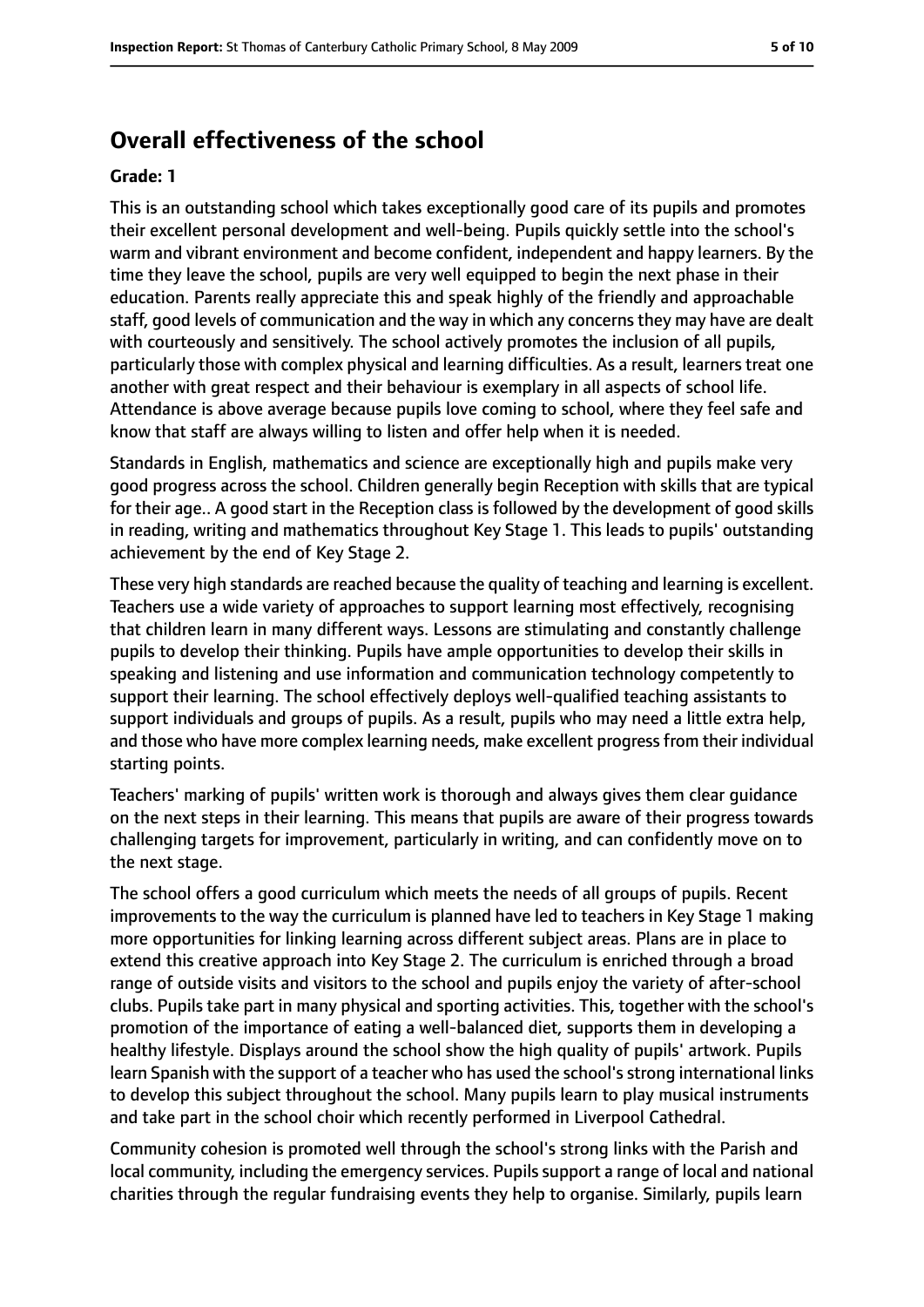## Overall effectiveness of the school

**Grade: 1**

This is an outstanding school which takes exceptionally good care of its pupils and promotes their excellent personal development and well-being. Pupils quickly settle into the school's warm and vibrant environment and become confident, independent and happy learners. By the time they leave the school, pupils are very well equipped to begin the next phase in their education. Parents really appreciate this and speak highly of the friendly and approachable staff, good levels of communication and the way in which any concerns they may have are dealt with courteously and sensitively. The school actively promotes the inclusion of all pupils, particularly those with complex physical and learning difficulties. As a result, learners treat one another with great respect and their behaviour is exemplary in all aspects of school life. Attendance is above average because pupils love coming to school, where they feel safe and know that staff are always willing to listen and offer help when it is needed.

Standards in English, mathematics and science are exceptionally high and pupils make very good progress across the school. Children generally begin Reception with skills that are typical for their age.. A good start in the Reception class is followed by the development of good skills in reading, writing and mathematics throughout Key Stage 1. This leads to pupils' outstanding achievement by the end of Key Stage 2.

These very high standards are reached because the quality of teaching and learning is excellent. Teachers use a wide variety of approaches to support learning most effectively, recognising that children learn in many different ways. Lessons are stimulating and constantly challenge pupils to develop their thinking. Pupils have ample opportunities to develop their skills in speaking and listening and use information and communication technology competently to support their learning. The school effectively deploys well-qualified teaching assistants to support individuals and groups of pupils. As a result, pupils who may need a little extra help, and those who have more complex learning needs, make excellent progress from their individual starting points.

Teachers' marking of pupils' written work is thorough and always gives them clear guidance on the next steps in their learning. This means that pupils are aware of their progress towards challenging targets for improvement, particularly in writing, and can confidently move on to the next stage.

The school offers a good curriculum which meets the needs of all groups of pupils. Recent improvements to the way the curriculum is planned have led to teachers in Key Stage 1 making more opportunities for linking learning across different subject areas. Plans are in place to extend this creative approach into Key Stage 2. The curriculum is enriched through a broad range of outside visits and visitors to the school and pupils enjoy the variety of after-school clubs. Pupils take part in many physical and sporting activities. This, together with the school's promotion of the importance of eating a well-balanced diet, supports them in developing a healthy lifestyle. Displays around the school show the high quality of pupils' artwork. Pupils learn Spanish with the support of a teacher who has used the school's strong international links to develop this subject throughout the school. Many pupils learn to play musical instruments and take part in the school choir which recently performed in Liverpool Cathedral.

Community cohesion is promoted well through the school's strong links with the Parish and local community, including the emergency services. Pupils support a range of local and national charities through the regular fundraising events they help to organise. Similarly, pupils learn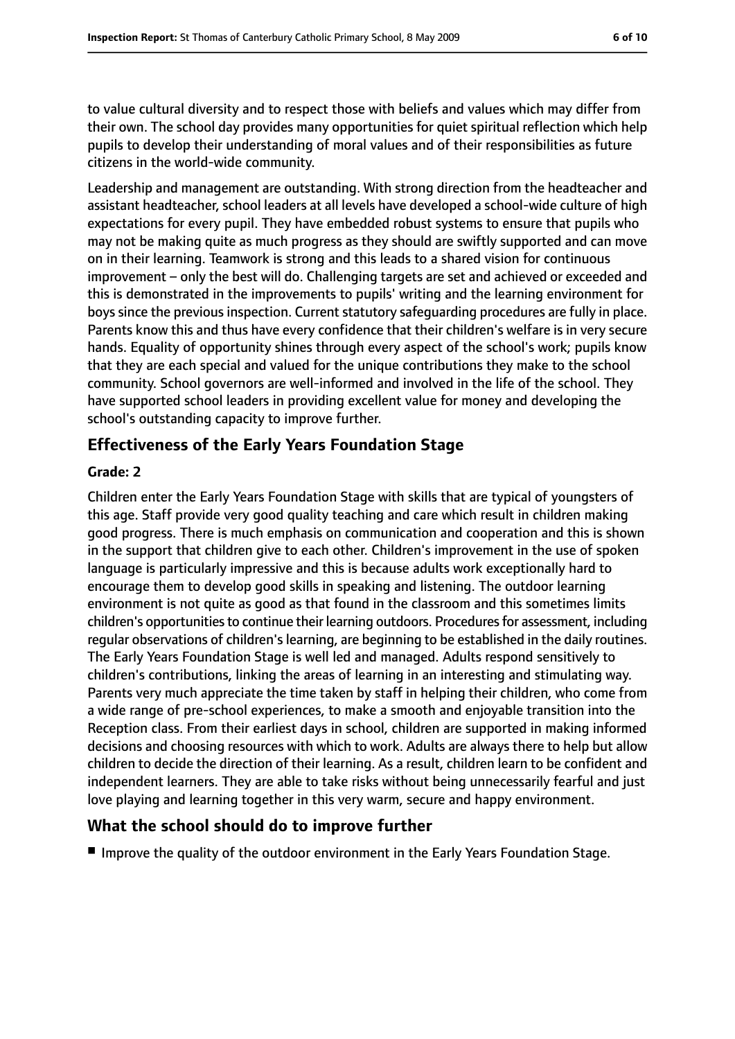to value cultural diversity and to respect those with beliefs and values which may differ from their own. The school day provides many opportunities for quiet spiritual reflection which help pupils to develop their understanding of moral values and of their responsibilities as future citizens in the world-wide community.

Leadership and management are outstanding. With strong direction from the headteacher and assistant headteacher, school leaders at all levels have developed a school-wide culture of high expectations for every pupil. They have embedded robust systems to ensure that pupils who may not be making quite as much progress as they should are swiftly supported and can move on in their learning. Teamwork is strong and this leads to a shared vision for continuous improvement – only the best will do. Challenging targets are set and achieved or exceeded and this is demonstrated in the improvements to pupils' writing and the learning environment for boys since the previous inspection. Current statutory safeguarding procedures are fully in place. Parents know this and thus have every confidence that their children's welfare is in very secure hands. Equality of opportunity shines through every aspect of the school's work; pupils know that they are each special and valued for the unique contributions they make to the school community. School governors are well-informed and involved in the life of the school. They have supported school leaders in providing excellent value for money and developing the school's outstanding capacity to improve further.

## Effectiveness of the Early Years Foundation Stage

**Grade: 2**

Children enter the Early Years Foundation Stage with skills that are typical of youngsters of this age. Staff provide very good quality teaching and care which result in children making good progress. There is much emphasis on communication and cooperation and this is shown in the support that children give to each other. Children's improvement in the use of spoken language is particularly impressive and this is because adults work exceptionally hard to encourage them to develop good skills in speaking and listening. The outdoor learning environment is not quite as good as that found in the classroom and this sometimes limits children's opportunities to continue their learning outdoors. Procedures for assessment, including regular observations of children's learning, are beginning to be established in the daily routines. The Early Years Foundation Stage is well led and managed. Adults respond sensitively to children's contributions, linking the areas of learning in an interesting and stimulating way. Parents very much appreciate the time taken by staff in helping their children, who come from a wide range of pre-school experiences, to make a smooth and enjoyable transition into the Reception class. From their earliest days in school, children are supported in making informed decisions and choosing resources with which to work. Adults are always there to help but allow children to decide the direction of their learning. As a result, children learn to be confident and independent learners. They are able to take risks without being unnecessarily fearful and just love playing and learning together in this very warm, secure and happy environment.

## What the school should do to improve further

- Improve the quality of the outdoor environment in the Early Years Foundation Stage.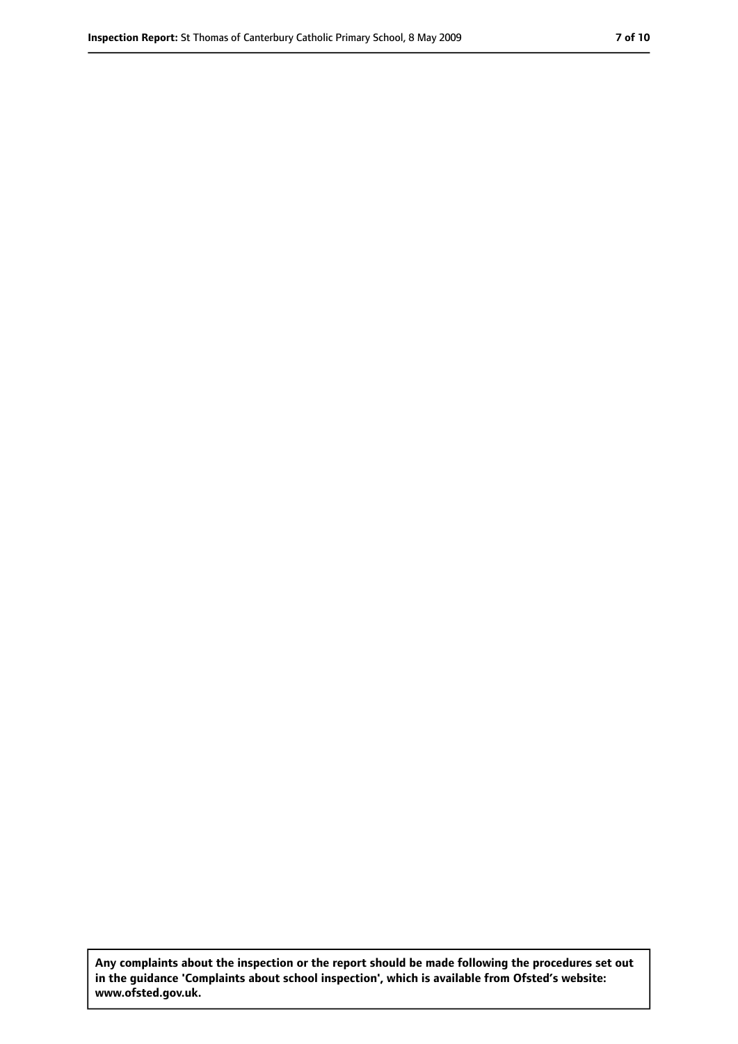Any complaints about the inspection or the report should be made following the procedures set out in the guidance 'Complaints about school inspection', which is available from Ofsted's website: www.ofsted.gov.uk.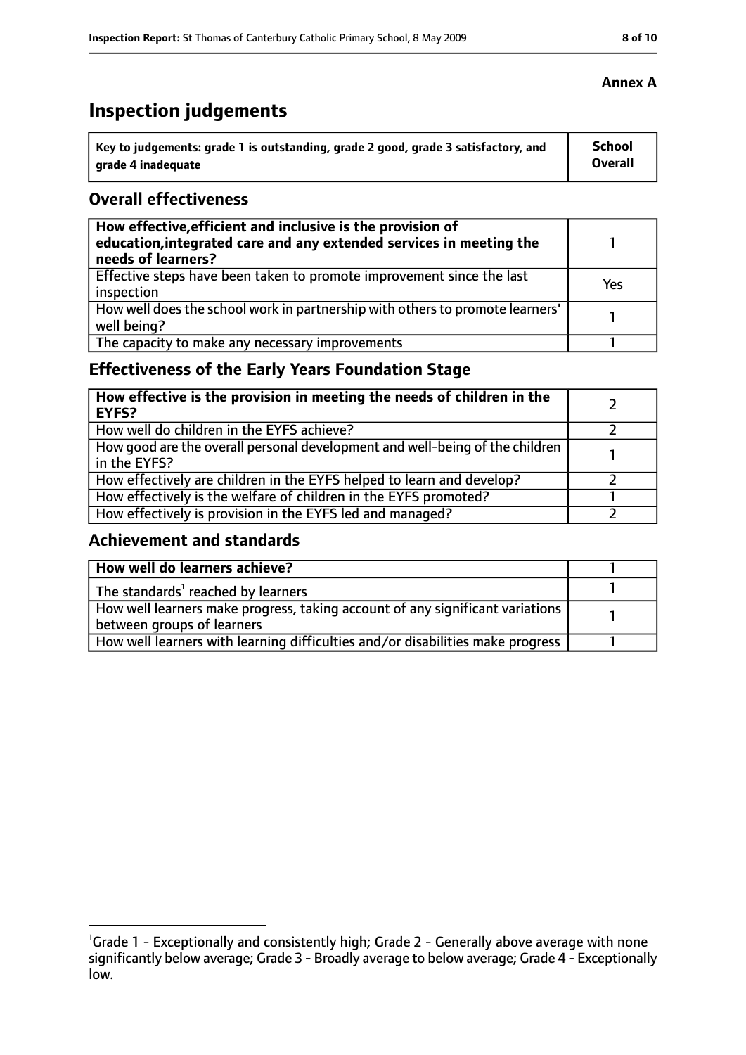**Annex A**

# Inspection judgements

| Key to judgements: grade 1 is outstanding, grade 2 good, grade 3 satisfactory, and grade 4 inadequate | School Overall |
|---|---|

## Overall effectiveness

| | |
|---|---|
| **How effective, efficient and inclusive is the provision of education, integrated care and any extended services in meeting the needs of learners?** | 1 |
| Effective steps have been taken to promote improvement since the last inspection | Yes |
| How well does the school work in partnership with others to promote learners' well being? | 1 |
| The capacity to make any necessary improvements | 1 |

## Effectiveness of the Early Years Foundation Stage

| | |
|---|---|
| **How effective is the provision in meeting the needs of children in the EYFS?** | 2 |
| How well do children in the EYFS achieve? | 2 |
| How good are the overall personal development and well-being of the children in the EYFS? | 1 |
| How effectively are children in the EYFS helped to learn and develop? | 2 |
| How effectively is the welfare of children in the EYFS promoted? | 1 |
| How effectively is provision in the EYFS led and managed? | 2 |

## Achievement and standards

| | |
|---|---|
| **How well do learners achieve?** | 1 |
| The standards[1] reached by learners | 1 |
| How well learners make progress, taking account of any significant variations between groups of learners | 1 |
| How well learners with learning difficulties and/or disabilities make progress | 1 |

[1] Grade 1 - Exceptionally and consistently high; Grade 2 - Generally above average with none significantly below average; Grade 3 - Broadly average to below average; Grade 4 - Exceptionally low.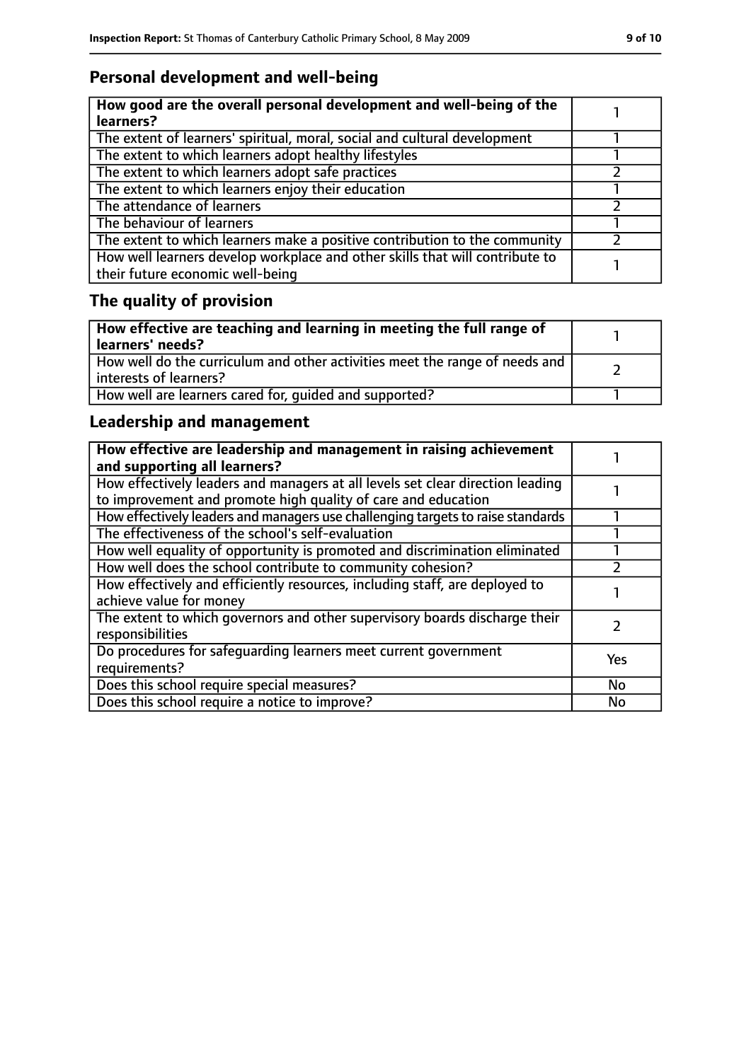## Personal development and well-being

| **How good are the overall personal development and well-being of the learners?** | 1 |
| --- | --- |
| The extent of learners' spiritual, moral, social and cultural development | 1 |
| The extent to which learners adopt healthy lifestyles | 1 |
| The extent to which learners adopt safe practices | 2 |
| The extent to which learners enjoy their education | 1 |
| The attendance of learners | 2 |
| The behaviour of learners | 1 |
| The extent to which learners make a positive contribution to the community | 2 |
| How well learners develop workplace and other skills that will contribute to their future economic well-being | 1 |

## The quality of provision

| **How effective are teaching and learning in meeting the full range of learners' needs?** | 1 |
| --- | --- |
| How well do the curriculum and other activities meet the range of needs and interests of learners? | 2 |
| How well are learners cared for, guided and supported? | 1 |

## Leadership and management

| **How effective are leadership and management in raising achievement and supporting all learners?** | 1 |
| --- | --- |
| How effectively leaders and managers at all levels set clear direction leading to improvement and promote high quality of care and education | 1 |
| How effectively leaders and managers use challenging targets to raise standards | 1 |
| The effectiveness of the school's self-evaluation | 1 |
| How well equality of opportunity is promoted and discrimination eliminated | 1 |
| How well does the school contribute to community cohesion? | 2 |
| How effectively and efficiently resources, including staff, are deployed to achieve value for money | 1 |
| The extent to which governors and other supervisory boards discharge their responsibilities | 2 |
| Do procedures for safeguarding learners meet current government requirements? | Yes |
| Does this school require special measures? | No |
| Does this school require a notice to improve? | No |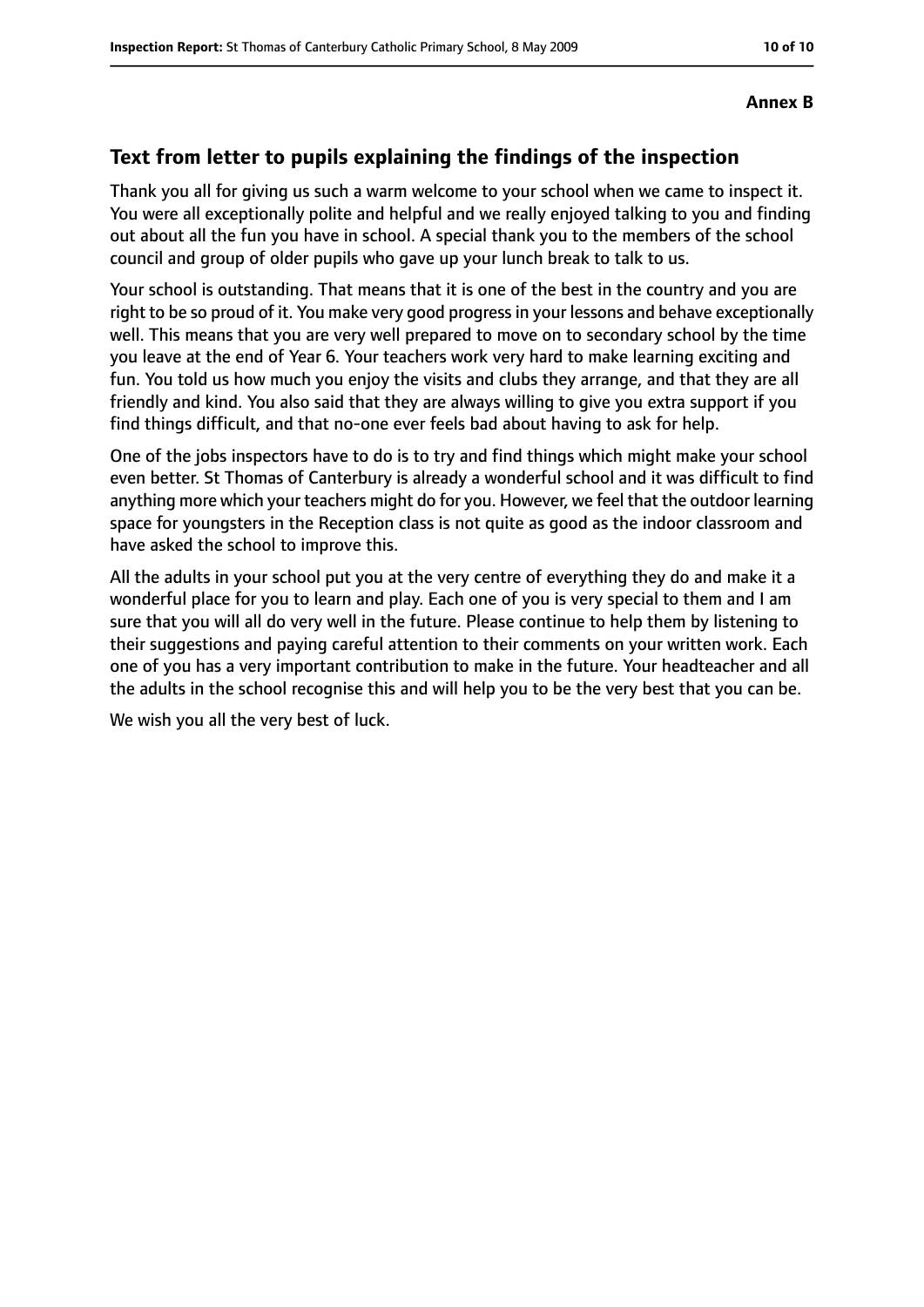**Annex B**

## Text from letter to pupils explaining the findings of the inspection

Thank you all for giving us such a warm welcome to your school when we came to inspect it. You were all exceptionally polite and helpful and we really enjoyed talking to you and finding out about all the fun you have in school. A special thank you to the members of the school council and group of older pupils who gave up your lunch break to talk to us.

Your school is outstanding. That means that it is one of the best in the country and you are right to be so proud of it. You make very good progress in your lessons and behave exceptionally well. This means that you are very well prepared to move on to secondary school by the time you leave at the end of Year 6. Your teachers work very hard to make learning exciting and fun. You told us how much you enjoy the visits and clubs they arrange, and that they are all friendly and kind. You also said that they are always willing to give you extra support if you find things difficult, and that no-one ever feels bad about having to ask for help.

One of the jobs inspectors have to do is to try and find things which might make your school even better. St Thomas of Canterbury is already a wonderful school and it was difficult to find anything more which your teachers might do for you. However, we feel that the outdoor learning space for youngsters in the Reception class is not quite as good as the indoor classroom and have asked the school to improve this.

All the adults in your school put you at the very centre of everything they do and make it a wonderful place for you to learn and play. Each one of you is very special to them and I am sure that you will all do very well in the future. Please continue to help them by listening to their suggestions and paying careful attention to their comments on your written work. Each one of you has a very important contribution to make in the future. Your headteacher and all the adults in the school recognise this and will help you to be the very best that you can be.

We wish you all the very best of luck.